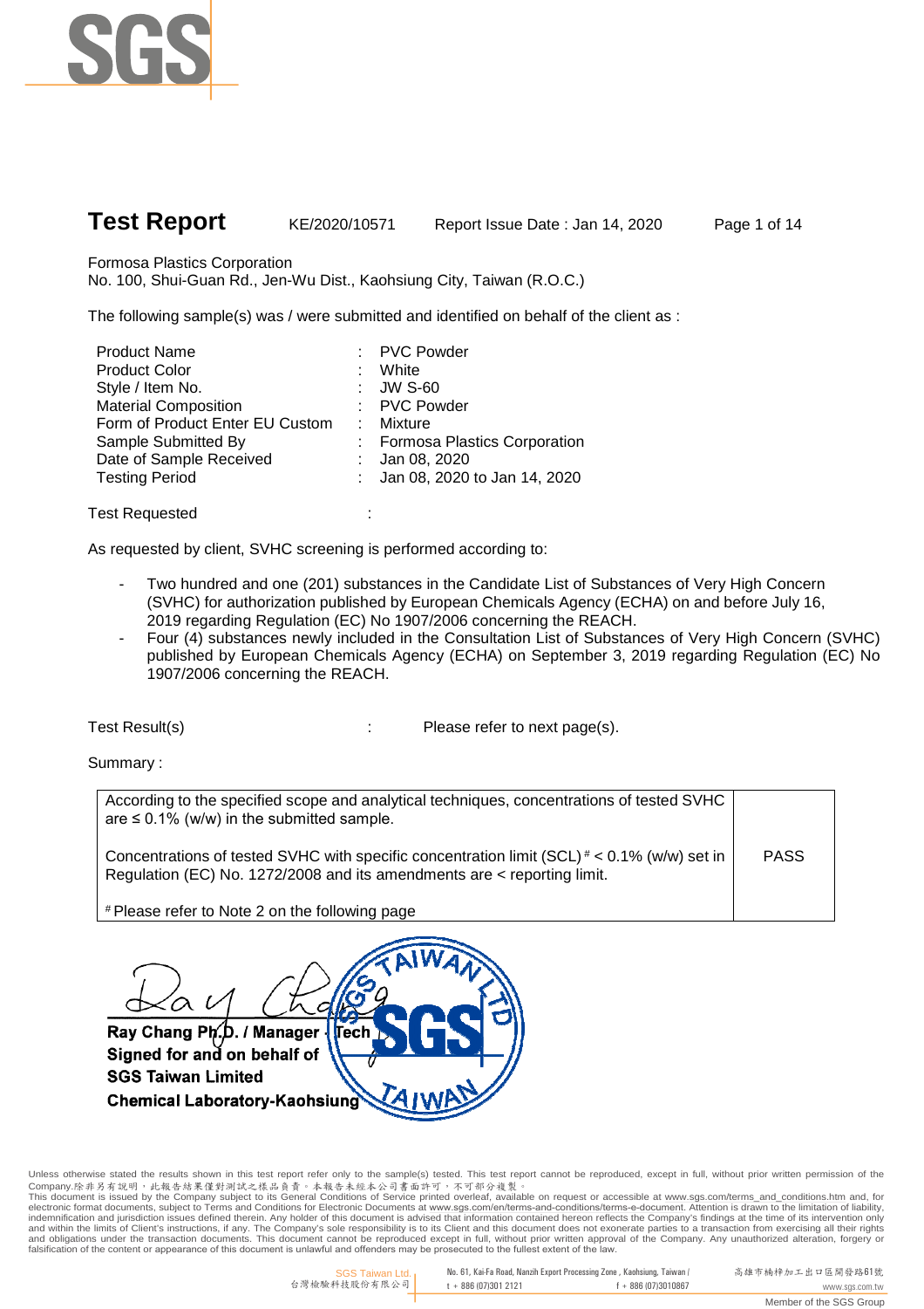# Test Report

KE/2020/10571 Report Issue Date : Jan 14, 2020

Formosa Plastics Corporation
No. 100, Shui-Guan Rd., Jen-Wu Dist., Kaohsiung City, Taiwan (R.O.C.)

The following sample(s) was / were submitted and identified on behalf of the client as :

| | | |
|---|---|---|
| Product Name | : | PVC Powder |
| Product Color | : | White |
| Style / Item No. | : | JW S-60 |
| Material Composition | : | PVC Powder |
| Form of Product Enter EU Custom | : | Mixture |
| Sample Submitted By | : | Formosa Plastics Corporation |
| Date of Sample Received | : | Jan 08, 2020 |
| Testing Period | : | Jan 08, 2020 to Jan 14, 2020 |

Test Requested :

As requested by client, SVHC screening is performed according to:

- Two hundred and one (201) substances in the Candidate List of Substances of Very High Concern (SVHC) for authorization published by European Chemicals Agency (ECHA) on and before July 16, 2019 regarding Regulation (EC) No 1907/2006 concerning the REACH.
- Four (4) substances newly included in the Consultation List of Substances of Very High Concern (SVHC) published by European Chemicals Agency (ECHA) on September 3, 2019 regarding Regulation (EC) No 1907/2006 concerning the REACH.

Test Result(s) : Please refer to next page(s).

Summary :

| | |
|---|---|
| According to the specified scope and analytical techniques, concentrations of tested SVHC are ≤ 0.1% (w/w) in the submitted sample.<br><br>Concentrations of tested SVHC with specific concentration limit (SCL) # < 0.1% (w/w) set in Regulation (EC) No. 1272/2008 and its amendments are < reporting limit.<br><br># Please refer to Note 2 on the following page | PASS |

**Ray Chang Ph.D. / Manager - Tech**
**Signed for and on behalf of**
**SGS Taiwan Limited**
**Chemical Laboratory-Kaohsiung**

Unless otherwise stated the results shown in this test report refer only to the sample(s) tested. This test report cannot be reproduced, except in full, without prior written permission of the Company.除非另有說明，此報告結果僅對測試之樣品負責。本報告未經本公司書面許可，不可部分複製。
This document is issued by the Company subject to its General Conditions of Service printed overleaf, available on request or accessible at www.sgs.com/terms_and_conditions.htm and, for electronic format documents, subject to Terms and Conditions for Electronic Documents at www.sgs.com/en/terms-and-conditions/terms-e-document. Attention is drawn to the limitation of liability, indemnification and jurisdiction issues defined therein. Any holder of this document is advised that information contained hereon reflects the Company's findings at the time of its intervention only and within the limits of Client's instructions, if any. The Company's sole responsibility is to its Client and this document does not exonerate parties to a transaction from exercising all their rights and obligations under the transaction documents. This document cannot be reproduced except in full, without prior written approval of the Company. Any unauthorized alteration, forgery or falsification of the content or appearance of this document is unlawful and offenders may be prosecuted to the fullest extent of the law.

SGS Taiwan Ltd. 台灣檢驗科技股份有限公司 | No. 61, Kai-Fa Road, Nanzih Export Processing Zone, Kaohsiung, Taiwan / 高雄市楠梓加工出口區開發路61號 | t + 886 (07)301 2121 | f + 886 (07)3010867 | www.sgs.com.tw

Member of the SGS Group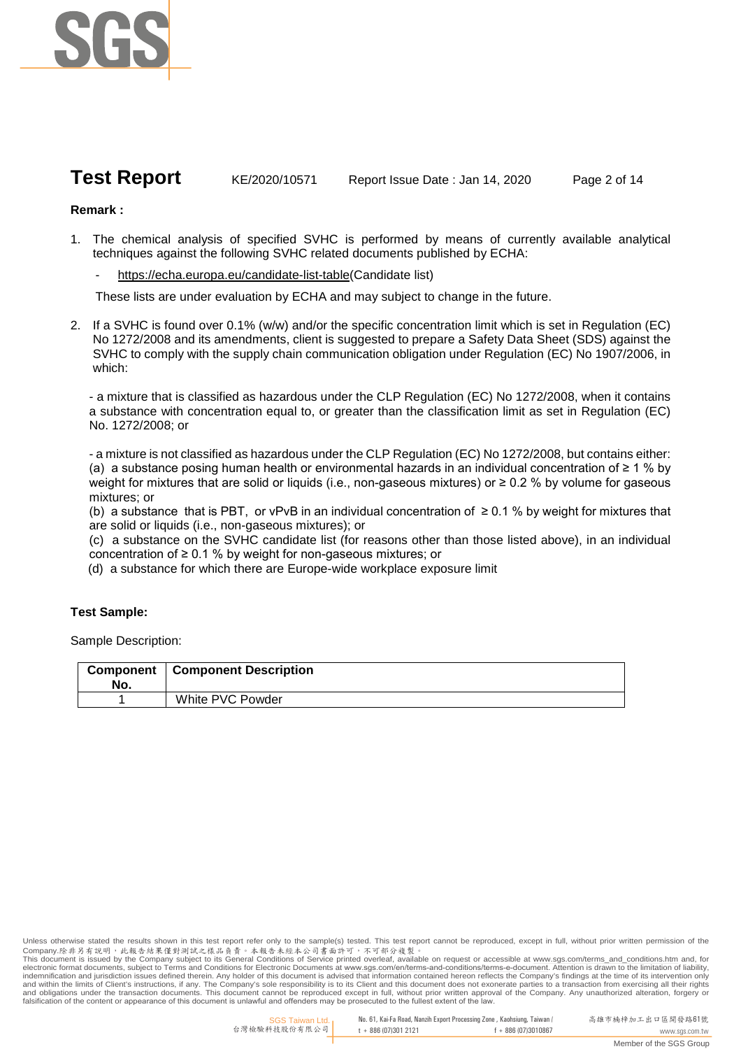# Test Report

KE/2020/10571    Report Issue Date : Jan 14, 2020

**Remark :**

1. The chemical analysis of specified SVHC is performed by means of currently available analytical techniques against the following SVHC related documents published by ECHA:

   - https://echa.europa.eu/candidate-list-table(Candidate list)

   These lists are under evaluation by ECHA and may subject to change in the future.

2. If a SVHC is found over 0.1% (w/w) and/or the specific concentration limit which is set in Regulation (EC) No 1272/2008 and its amendments, client is suggested to prepare a Safety Data Sheet (SDS) against the SVHC to comply with the supply chain communication obligation under Regulation (EC) No 1907/2006, in which:

   - a mixture that is classified as hazardous under the CLP Regulation (EC) No 1272/2008, when it contains a substance with concentration equal to, or greater than the classification limit as set in Regulation (EC) No. 1272/2008; or

   - a mixture is not classified as hazardous under the CLP Regulation (EC) No 1272/2008, but contains either:
   (a) a substance posing human health or environmental hazards in an individual concentration of ≥ 1 % by weight for mixtures that are solid or liquids (i.e., non-gaseous mixtures) or ≥ 0.2 % by volume for gaseous mixtures; or
   (b) a substance that is PBT, or vPvB in an individual concentration of ≥ 0.1 % by weight for mixtures that are solid or liquids (i.e., non-gaseous mixtures); or
   (c) a substance on the SVHC candidate list (for reasons other than those listed above), in an individual concentration of ≥ 0.1 % by weight for non-gaseous mixtures; or
   (d) a substance for which there are Europe-wide workplace exposure limit

**Test Sample:**

Sample Description:

| Component No. | Component Description |
|---|---|
| 1 | White PVC Powder |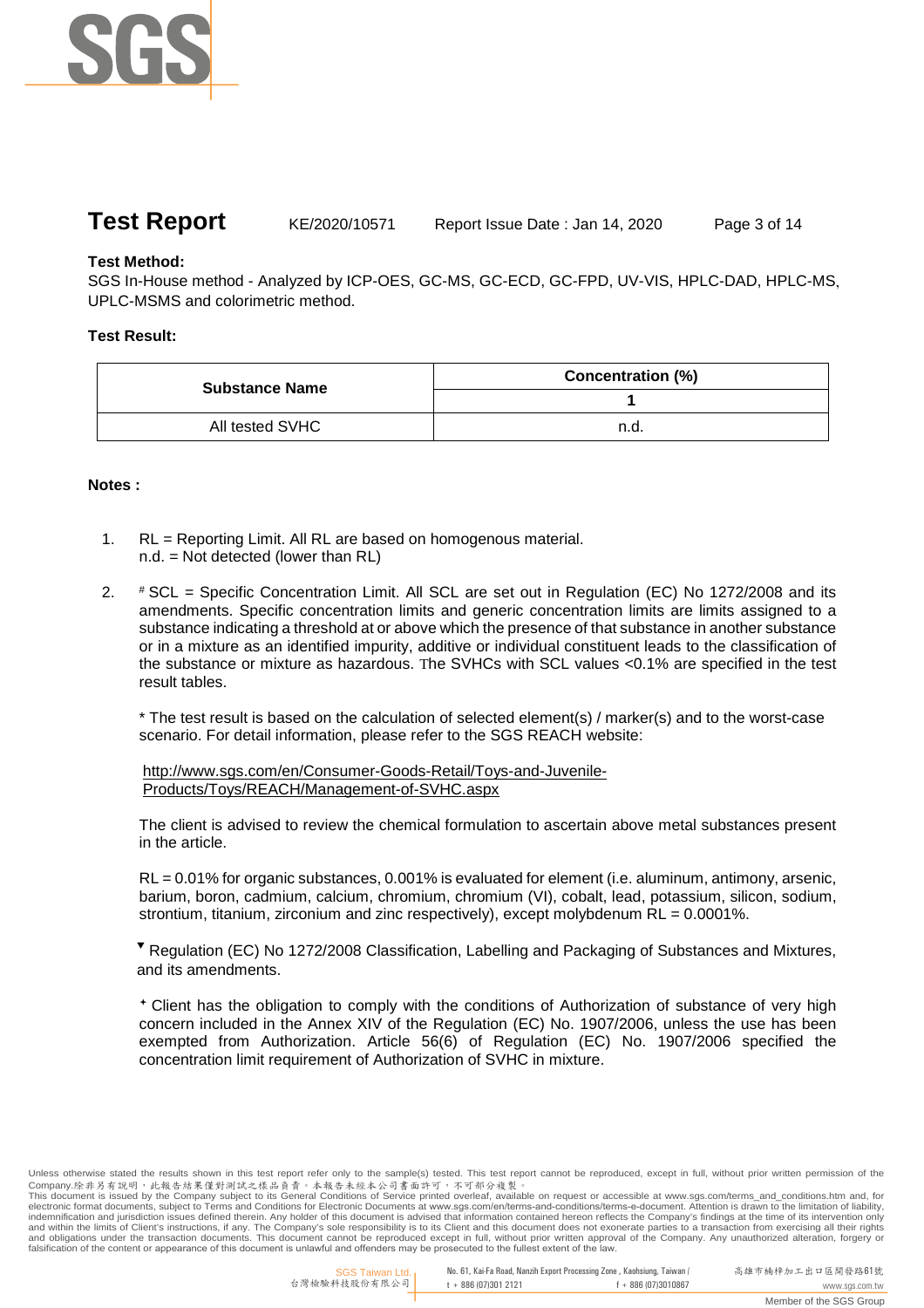**Test Method:**

SGS In-House method - Analyzed by ICP-OES, GC-MS, GC-ECD, GC-FPD, UV-VIS, HPLC-DAD, HPLC-MS, UPLC-MSMS and colorimetric method.

**Test Result:**

| Substance Name | Concentration (%) |
|---|---|
| | 1 |
| All tested SVHC | n.d. |

**Notes :**

1. RL = Reporting Limit. All RL are based on homogenous material.
   n.d. = Not detected (lower than RL)

2. # SCL = Specific Concentration Limit. All SCL are set out in Regulation (EC) No 1272/2008 and its amendments. Specific concentration limits and generic concentration limits are limits assigned to a substance indicating a threshold at or above which the presence of that substance in another substance or in a mixture as an identified impurity, additive or individual constituent leads to the classification of the substance or mixture as hazardous. The SVHCs with SCL values <0.1% are specified in the test result tables.

   * The test result is based on the calculation of selected element(s) / marker(s) and to the worst-case scenario. For detail information, please refer to the SGS REACH website:

   http://www.sgs.com/en/Consumer-Goods-Retail/Toys-and-Juvenile-Products/Toys/REACH/Management-of-SVHC.aspx

   The client is advised to review the chemical formulation to ascertain above metal substances present in the article.

   RL = 0.01% for organic substances, 0.001% is evaluated for element (i.e. aluminum, antimony, arsenic, barium, boron, cadmium, calcium, chromium, chromium (VI), cobalt, lead, potassium, silicon, sodium, strontium, titanium, zirconium and zinc respectively), except molybdenum RL = 0.0001%.

   ▼ Regulation (EC) No 1272/2008 Classification, Labelling and Packaging of Substances and Mixtures, and its amendments.

   ⁺ Client has the obligation to comply with the conditions of Authorization of substance of very high concern included in the Annex XIV of the Regulation (EC) No. 1907/2006, unless the use has been exempted from Authorization. Article 56(6) of Regulation (EC) No. 1907/2006 specified the concentration limit requirement of Authorization of SVHC in mixture.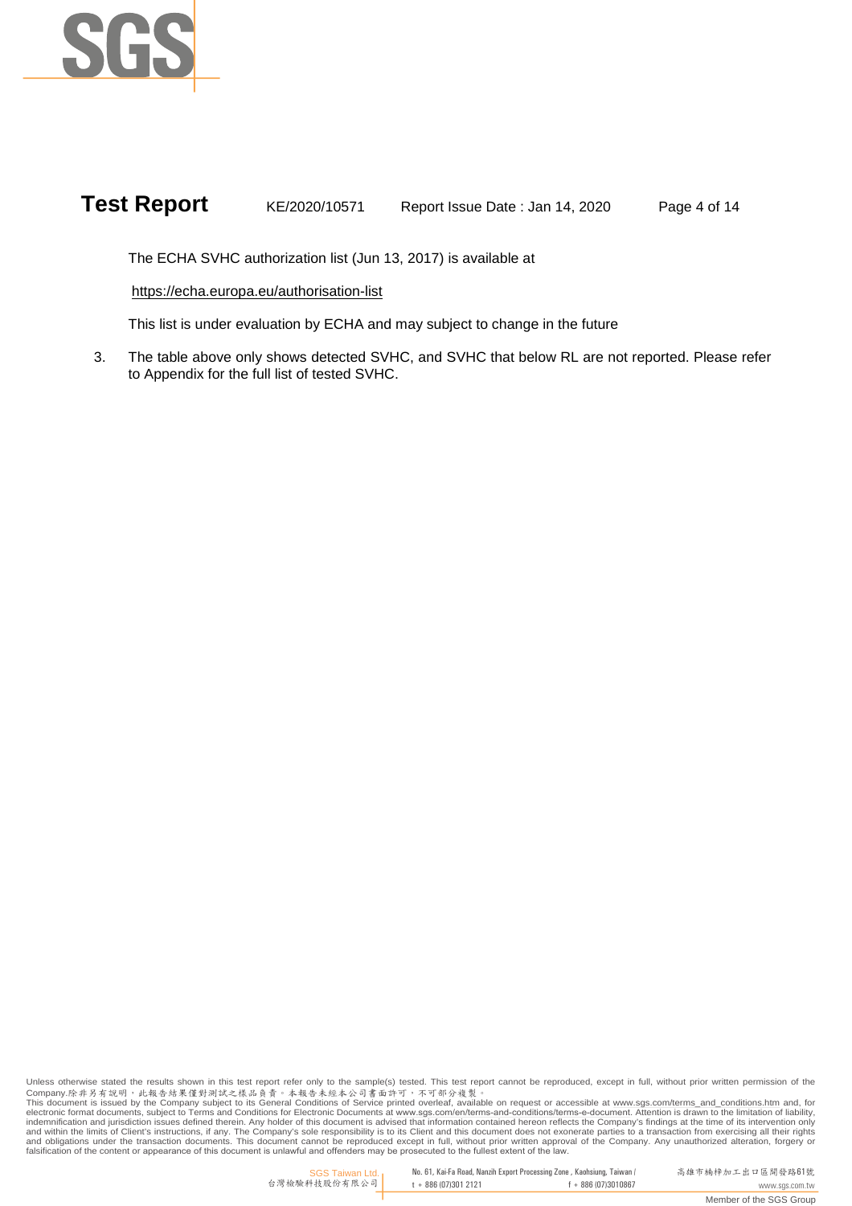The ECHA SVHC authorization list (Jun 13, 2017) is available at

https://echa.europa.eu/authorisation-list

This list is under evaluation by ECHA and may subject to change in the future

3. The table above only shows detected SVHC, and SVHC that below RL are not reported. Please refer to Appendix for the full list of tested SVHC.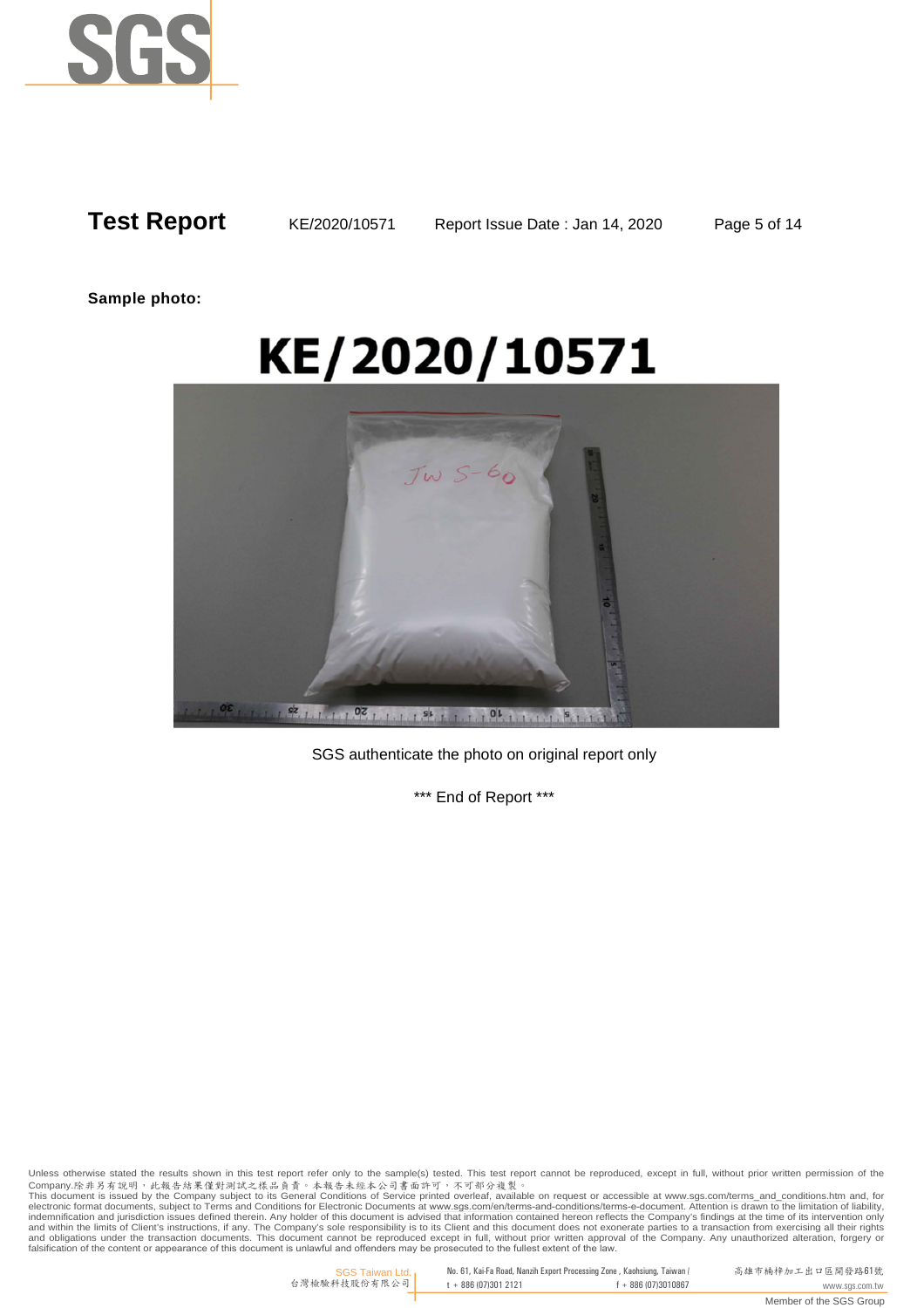**Test Report** KE/2020/10571 Report Issue Date : Jan 14, 2020

**Sample photo:**

# KE/2020/10571

SGS authenticate the photo on original report only

*** End of Report ***

Unless otherwise stated the results shown in this test report refer only to the sample(s) tested. This test report cannot be reproduced, except in full, without prior written permission of the Company.除非另有說明，此報告結果僅對測試之樣品負責。本報告未經本公司書面許可，不可部分複製。
This document is issued by the Company subject to its General Conditions of Service printed overleaf, available on request or accessible at www.sgs.com/terms_and_conditions.htm and, for electronic format documents, subject to Terms and Conditions for Electronic Documents at www.sgs.com/en/terms-and-conditions/terms-e-document. Attention is drawn to the limitation of liability, indemnification and jurisdiction issues defined therein. Any holder of this document is advised that information contained hereon reflects the Company's findings at the time of its intervention only and within the limits of Client's instructions, if any. The Company's sole responsibility is to its Client and this document does not exonerate parties to a transaction from exercising all their rights and obligations under the transaction documents. This document cannot be reproduced except in full, without prior written approval of the Company. Any unauthorized alteration, forgery or falsification of the content or appearance of this document is unlawful and offenders may be prosecuted to the fullest extent of the law.

SGS Taiwan Ltd. 台灣檢驗科技股份有限公司 | No. 61, Kai-Fa Road, Nanzih Export Processing Zone , Kaohsiung, Taiwan / 高雄市楠梓加工出口區開發路61號
t + 886 (07)301 2121 f + 886 (07)3010867 www.sgs.com.tw

Member of the SGS Group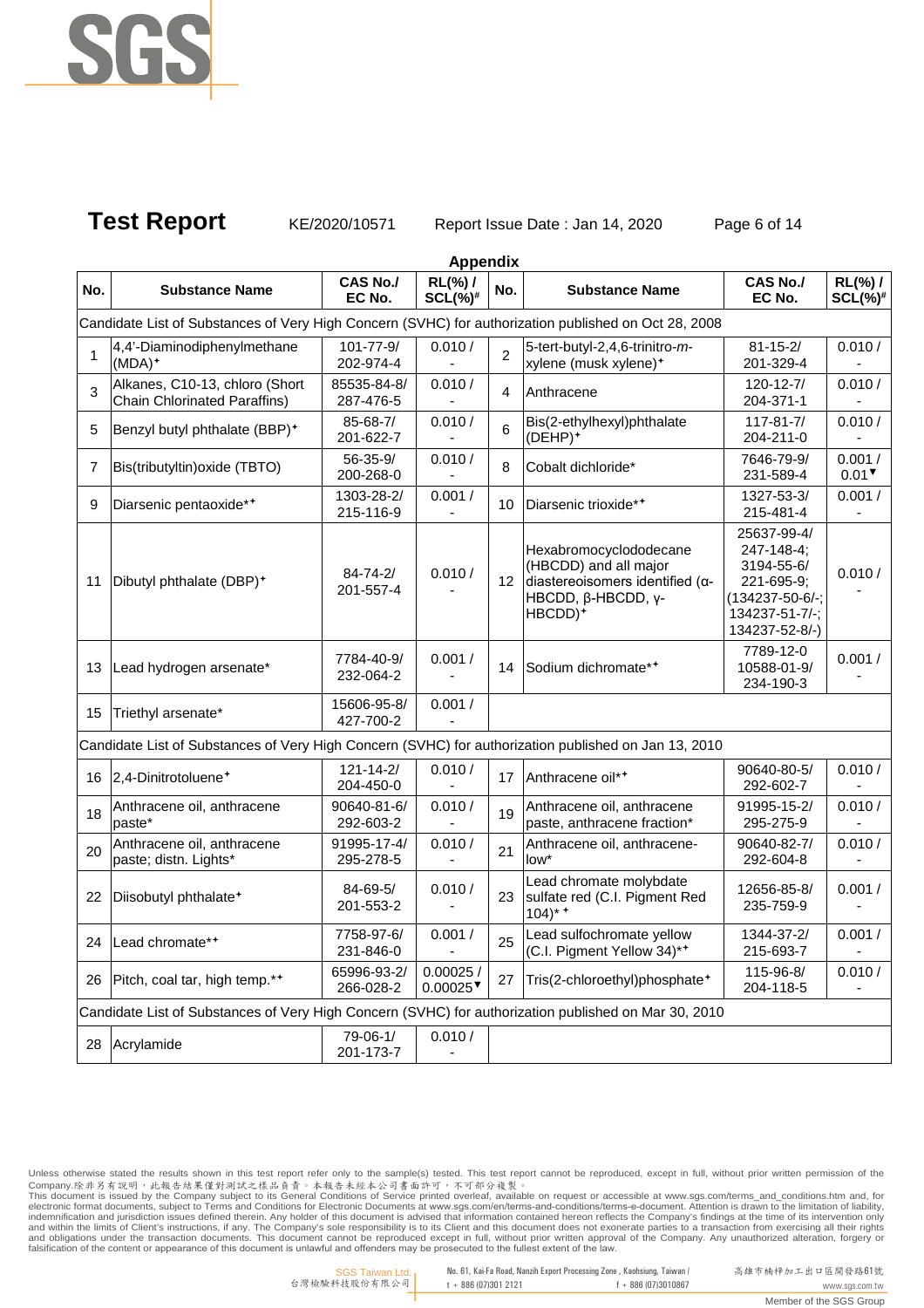# Test Report

KE/2020/10571 Report Issue Date : Jan 14, 2020

**Appendix**

| No. | Substance Name | CAS No./ EC No. | RL(%) / SCL(%)# | No. | Substance Name | CAS No./ EC No. | RL(%) / SCL(%)# |
|---|---|---|---|---|---|---|---|
| Candidate List of Substances of Very High Concern (SVHC) for authorization published on Oct 28, 2008 | | | | | | | |
| 1 | 4,4'-Diaminodiphenylmethane (MDA)⁺ | 101-77-9/ 202-974-4 | 0.010 / - | 2 | 5-tert-butyl-2,4,6-trinitro-*m*-xylene (musk xylene)⁺ | 81-15-2/ 201-329-4 | 0.010 / - |
| 3 | Alkanes, C10-13, chloro (Short Chain Chlorinated Paraffins) | 85535-84-8/ 287-476-5 | 0.010 / - | 4 | Anthracene | 120-12-7/ 204-371-1 | 0.010 / - |
| 5 | Benzyl butyl phthalate (BBP)⁺ | 85-68-7/ 201-622-7 | 0.010 / - | 6 | Bis(2-ethylhexyl)phthalate (DEHP)⁺ | 117-81-7/ 204-211-0 | 0.010 / - |
| 7 | Bis(tributyltin)oxide (TBTO) | 56-35-9/ 200-268-0 | 0.010 / - | 8 | Cobalt dichloride* | 7646-79-9/ 231-589-4 | 0.001 / 0.01▼ |
| 9 | Diarsenic pentaoxide*⁺ | 1303-28-2/ 215-116-9 | 0.001 / - | 10 | Diarsenic trioxide*⁺ | 1327-53-3/ 215-481-4 | 0.001 / - |
| 11 | Dibutyl phthalate (DBP)⁺ | 84-74-2/ 201-557-4 | 0.010 / - | 12 | Hexabromocyclododecane (HBCDD) and all major diastereoisomers identified (α-HBCDD, β-HBCDD, γ-HBCDD)⁺ | 25637-99-4/ 247-148-4; 3194-55-6/ 221-695-9; (134237-50-6/-; 134237-51-7/-; 134237-52-8/-) | 0.010 / - |
| 13 | Lead hydrogen arsenate* | 7784-40-9/ 232-064-2 | 0.001 / - | 14 | Sodium dichromate*⁺ | 7789-12-0 10588-01-9/ 234-190-3 | 0.001 / - |
| 15 | Triethyl arsenate* | 15606-95-8/ 427-700-2 | 0.001 / - | | | | |
| Candidate List of Substances of Very High Concern (SVHC) for authorization published on Jan 13, 2010 | | | | | | | |
| 16 | 2,4-Dinitrotoluene⁺ | 121-14-2/ 204-450-0 | 0.010 / - | 17 | Anthracene oil*⁺ | 90640-80-5/ 292-602-7 | 0.010 / - |
| 18 | Anthracene oil, anthracene paste* | 90640-81-6/ 292-603-2 | 0.010 / - | 19 | Anthracene oil, anthracene paste, anthracene fraction* | 91995-15-2/ 295-275-9 | 0.010 / - |
| 20 | Anthracene oil, anthracene paste; distn. Lights* | 91995-17-4/ 295-278-5 | 0.010 / - | 21 | Anthracene oil, anthracene-low* | 90640-82-7/ 292-604-8 | 0.010 / - |
| 22 | Diisobutyl phthalate⁺ | 84-69-5/ 201-553-2 | 0.010 / - | 23 | Lead chromate molybdate sulfate red (C.I. Pigment Red 104)*⁺ | 12656-85-8/ 235-759-9 | 0.001 / - |
| 24 | Lead chromate*⁺ | 7758-97-6/ 231-846-0 | 0.001 / - | 25 | Lead sulfochromate yellow (C.I. Pigment Yellow 34)*⁺ | 1344-37-2/ 215-693-7 | 0.001 / - |
| 26 | Pitch, coal tar, high temp.*⁺ | 65996-93-2/ 266-028-2 | 0.00025 / 0.00025▼ | 27 | Tris(2-chloroethyl)phosphate⁺ | 115-96-8/ 204-118-5 | 0.010 / - |
| Candidate List of Substances of Very High Concern (SVHC) for authorization published on Mar 30, 2010 | | | | | | | |
| 28 | Acrylamide | 79-06-1/ 201-173-7 | 0.010 / - | | | | |

Unless otherwise stated the results shown in this test report refer only to the sample(s) tested. This test report cannot be reproduced, except in full, without prior written permission of the Company.除非另有說明，此報告結果僅對測試之樣品負責。本報告未經本公司書面許可，不可部分複製。
This document is issued by the Company subject to its General Conditions of Service printed overleaf, available on request or accessible at www.sgs.com/terms_and_conditions.htm and, for electronic format documents, subject to Terms and Conditions for Electronic Documents at www.sgs.com/en/terms-and-conditions/terms-e-document. Attention is drawn to the limitation of liability, indemnification and jurisdiction issues defined therein. Any holder of this document is advised that information contained hereon reflects the Company's findings at the time of its intervention only and within the limits of Client's instructions, if any. The Company's sole responsibility is to its Client and this document does not exonerate parties to a transaction from exercising all their rights and obligations under the transaction documents. This document cannot be reproduced except in full, without prior written approval of the Company. Any unauthorized alteration, forgery or falsification of the content or appearance of this document is unlawful and offenders may be prosecuted to the fullest extent of the law.

SGS Taiwan Ltd. 台灣檢驗科技股份有限公司 | No. 61, Kai-Fa Road, Nanzih Export Processing Zone, Kaohsiung, Taiwan / 高雄市楠梓加工出口區開發路61號 | t + 886 (07)301 2121 f + 886 (07)3010867 www.sgs.com.tw

Member of the SGS Group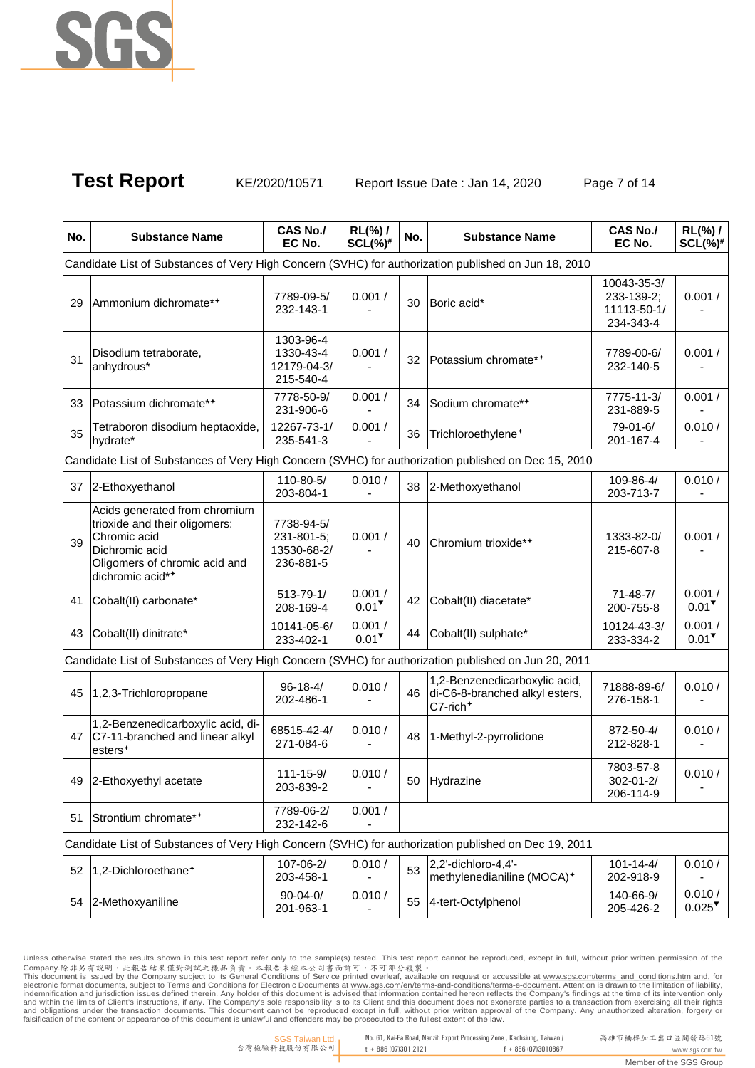# Test Report

KE/2020/10571 Report Issue Date : Jan 14, 2020

| No. | Substance Name | CAS No./ EC No. | RL(%) / SCL(%)# | No. | Substance Name | CAS No./ EC No. | RL(%) / SCL(%)# |
|---|---|---|---|---|---|---|---|
| Candidate List of Substances of Very High Concern (SVHC) for authorization published on Jun 18, 2010 | | | | | | | |
| 29 | Ammonium dichromate*✦ | 7789-09-5/ 232-143-1 | 0.001 / - | 30 | Boric acid* | 10043-35-3/ 233-139-2; 11113-50-1/ 234-343-4 | 0.001 / - |
| 31 | Disodium tetraborate, anhydrous* | 1303-96-4 1330-43-4 12179-04-3/ 215-540-4 | 0.001 / - | 32 | Potassium chromate*✦ | 7789-00-6/ 232-140-5 | 0.001 / - |
| 33 | Potassium dichromate*✦ | 7778-50-9/ 231-906-6 | 0.001 / - | 34 | Sodium chromate*✦ | 7775-11-3/ 231-889-5 | 0.001 / - |
| 35 | Tetraboron disodium heptaoxide, hydrate* | 12267-73-1/ 235-541-3 | 0.001 / - | 36 | Trichloroethylene✦ | 79-01-6/ 201-167-4 | 0.010 / - |
| Candidate List of Substances of Very High Concern (SVHC) for authorization published on Dec 15, 2010 | | | | | | | |
| 37 | 2-Ethoxyethanol | 110-80-5/ 203-804-1 | 0.010 / - | 38 | 2-Methoxyethanol | 109-86-4/ 203-713-7 | 0.010 / - |
| 39 | Acids generated from chromium trioxide and their oligomers: Chromic acid Dichromic acid Oligomers of chromic acid and dichromic acid*✦ | 7738-94-5/ 231-801-5; 13530-68-2/ 236-881-5 | 0.001 / - | 40 | Chromium trioxide*✦ | 1333-82-0/ 215-607-8 | 0.001 / - |
| 41 | Cobalt(II) carbonate* | 513-79-1/ 208-169-4 | 0.001 / 0.01▼ | 42 | Cobalt(II) diacetate* | 71-48-7/ 200-755-8 | 0.001 / 0.01▼ |
| 43 | Cobalt(II) dinitrate* | 10141-05-6/ 233-402-1 | 0.001 / 0.01▼ | 44 | Cobalt(II) sulphate* | 10124-43-3/ 233-334-2 | 0.001 / 0.01▼ |
| Candidate List of Substances of Very High Concern (SVHC) for authorization published on Jun 20, 2011 | | | | | | | |
| 45 | 1,2,3-Trichloropropane | 96-18-4/ 202-486-1 | 0.010 / - | 46 | 1,2-Benzenedicarboxylic acid, di-C6-8-branched alkyl esters, C7-rich✦ | 71888-89-6/ 276-158-1 | 0.010 / - |
| 47 | 1,2-Benzenedicarboxylic acid, di-C7-11-branched and linear alkyl esters✦ | 68515-42-4/ 271-084-6 | 0.010 / - | 48 | 1-Methyl-2-pyrrolidone | 872-50-4/ 212-828-1 | 0.010 / - |
| 49 | 2-Ethoxyethyl acetate | 111-15-9/ 203-839-2 | 0.010 / - | 50 | Hydrazine | 7803-57-8 302-01-2/ 206-114-9 | 0.010 / - |
| 51 | Strontium chromate*✦ | 7789-06-2/ 232-142-6 | 0.001 / - | | | | |
| Candidate List of Substances of Very High Concern (SVHC) for authorization published on Dec 19, 2011 | | | | | | | |
| 52 | 1,2-Dichloroethane✦ | 107-06-2/ 203-458-1 | 0.010 / - | 53 | 2,2'-dichloro-4,4'-methylenedianiline (MOCA)✦ | 101-14-4/ 202-918-9 | 0.010 / - |
| 54 | 2-Methoxyaniline | 90-04-0/ 201-963-1 | 0.010 / - | 55 | 4-tert-Octylphenol | 140-66-9/ 205-426-2 | 0.010 / 0.025▼ |

Unless otherwise stated the results shown in this test report refer only to the sample(s) tested. This test report cannot be reproduced, except in full, without prior written permission of the Company.除非另有說明，此報告結果僅對測試之樣品負責。本報告未經本公司書面許可，不可部分複製。
This document is issued by the Company subject to its General Conditions of Service printed overleaf, available on request or accessible at www.sgs.com/terms_and_conditions.htm and, for electronic format documents, subject to Terms and Conditions for Electronic Documents at www.sgs.com/en/terms-and-conditions/terms-e-document. Attention is drawn to the limitation of liability, indemnification and jurisdiction issues defined therein. Any holder of this document is advised that information contained hereon reflects the Company's findings at the time of its intervention only and within the limits of Client's instructions, if any. The Company's sole responsibility is to its Client and this document does not exonerate parties to a transaction from exercising all their rights and obligations under the transaction documents. This document cannot be reproduced except in full, without prior written approval of the Company. Any unauthorized alteration, forgery or falsification of the content or appearance of this document is unlawful and offenders may be prosecuted to the fullest extent of the law.

SGS Taiwan Ltd. 台灣檢驗科技股份有限公司 | No. 61, Kai-Fa Road, Nanzih Export Processing Zone, Kaohsiung, Taiwan / 高雄市楠梓加工出口區開發路61號 | t + 886 (07)301 2121 | f + 886 (07)3010867 | www.sgs.com.tw

Member of the SGS Group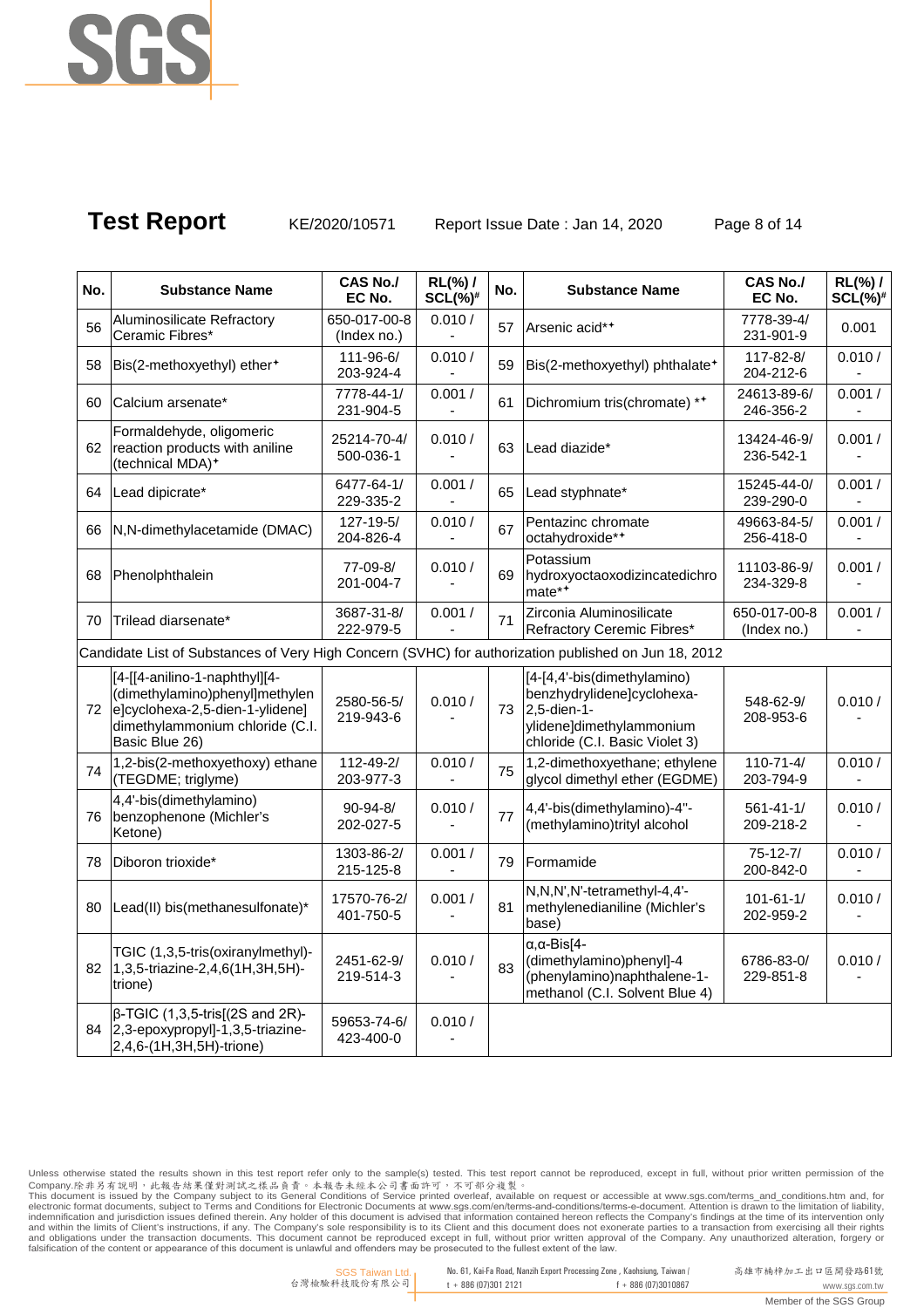## Test Report

KE/2020/10571 Report Issue Date : Jan 14, 2020

| No. | Substance Name | CAS No./ EC No. | RL(%) / SCL(%)# | No. | Substance Name | CAS No./ EC No. | RL(%) / SCL(%)# |
|---|---|---|---|---|---|---|---|
| 56 | Aluminosilicate Refractory Ceramic Fibres* | 650-017-00-8 (Index no.) | 0.010 / - | 57 | Arsenic acid*+ | 7778-39-4/ 231-901-9 | 0.001 |
| 58 | Bis(2-methoxyethyl) ether+ | 111-96-6/ 203-924-4 | 0.010 / - | 59 | Bis(2-methoxyethyl) phthalate+ | 117-82-8/ 204-212-6 | 0.010 / - |
| 60 | Calcium arsenate* | 7778-44-1/ 231-904-5 | 0.001 / - | 61 | Dichromium tris(chromate) *+ | 24613-89-6/ 246-356-2 | 0.001 / - |
| 62 | Formaldehyde, oligomeric reaction products with aniline (technical MDA)+ | 25214-70-4/ 500-036-1 | 0.010 / - | 63 | Lead diazide* | 13424-46-9/ 236-542-1 | 0.001 / - |
| 64 | Lead dipicrate* | 6477-64-1/ 229-335-2 | 0.001 / - | 65 | Lead styphnate* | 15245-44-0/ 239-290-0 | 0.001 / - |
| 66 | N,N-dimethylacetamide (DMAC) | 127-19-5/ 204-826-4 | 0.010 / - | 67 | Pentazinc chromate octahydroxide*+ | 49663-84-5/ 256-418-0 | 0.001 / - |
| 68 | Phenolphthalein | 77-09-8/ 201-004-7 | 0.010 / - | 69 | Potassium hydroxyoctaoxodizincatedichromate*+ | 11103-86-9/ 234-329-8 | 0.001 / - |
| 70 | Trilead diarsenate* | 3687-31-8/ 222-979-5 | 0.001 / - | 71 | Zirconia Aluminosilicate Refractory Ceremic Fibres* | 650-017-00-8 (Index no.) | 0.001 / - |
| Candidate List of Substances of Very High Concern (SVHC) for authorization published on Jun 18, 2012 | | | | | | | |
| 72 | [4-[[4-anilino-1-naphthyl][4-(dimethylamino)phenyl]methylene]cyclohexa-2,5-dien-1-ylidene] dimethylammonium chloride (C.I. Basic Blue 26) | 2580-56-5/ 219-943-6 | 0.010 / - | 73 | [4-[4,4'-bis(dimethylamino) benzhydrylidene]cyclohexa-2,5-dien-1-ylidene]dimethylammonium chloride (C.I. Basic Violet 3) | 548-62-9/ 208-953-6 | 0.010 / - |
| 74 | 1,2-bis(2-methoxyethoxy) ethane (TEGDME; triglyme) | 112-49-2/ 203-977-3 | 0.010 / - | 75 | 1,2-dimethoxyethane; ethylene glycol dimethyl ether (EGDME) | 110-71-4/ 203-794-9 | 0.010 / - |
| 76 | 4,4'-bis(dimethylamino) benzophenone (Michler's Ketone) | 90-94-8/ 202-027-5 | 0.010 / - | 77 | 4,4'-bis(dimethylamino)-4''-(methylamino)trityl alcohol | 561-41-1/ 209-218-2 | 0.010 / - |
| 78 | Diboron trioxide* | 1303-86-2/ 215-125-8 | 0.001 / - | 79 | Formamide | 75-12-7/ 200-842-0 | 0.010 / - |
| 80 | Lead(II) bis(methanesulfonate)* | 17570-76-2/ 401-750-5 | 0.001 / - | 81 | N,N,N',N'-tetramethyl-4,4'-methylenedianiline (Michler's base) | 101-61-1/ 202-959-2 | 0.010 / - |
| 82 | TGIC (1,3,5-tris(oxiranylmethyl)-1,3,5-triazine-2,4,6(1H,3H,5H)-trione) | 2451-62-9/ 219-514-3 | 0.010 / - | 83 | α,α-Bis[4-(dimethylamino)phenyl]-4 (phenylamino)naphthalene-1-methanol (C.I. Solvent Blue 4) | 6786-83-0/ 229-851-8 | 0.010 / - |
| 84 | β-TGIC (1,3,5-tris[(2S and 2R)-2,3-epoxypropyl]-1,3,5-triazine-2,4,6-(1H,3H,5H)-trione) | 59653-74-6/ 423-400-0 | 0.010 / - | | | | |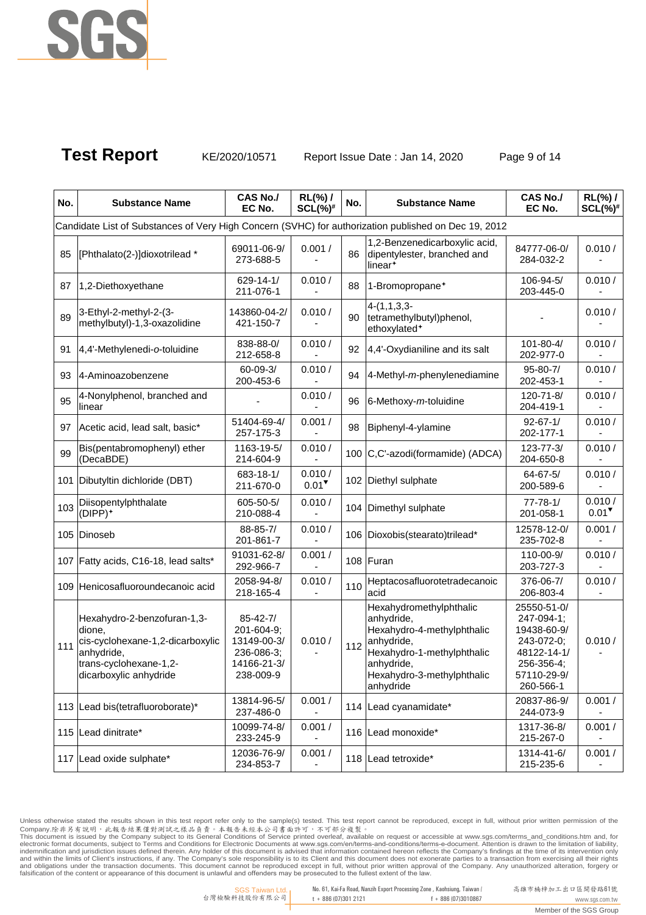## Test Report

KE/2020/10571 Report Issue Date : Jan 14, 2020

| No. | Substance Name | CAS No./ EC No. | RL(%) / SCL(%)[#] | No. | Substance Name | CAS No./ EC No. | RL(%) / SCL(%)[#] |
|---|---|---|---|---|---|---|---|
| Candidate List of Substances of Very High Concern (SVHC) for authorization published on Dec 19, 2012 | | | | | | | |
| 85 | [Phthalato(2-)]dioxotrilead * | 69011-06-9/ 273-688-5 | 0.001 / - | 86 | 1,2-Benzenedicarboxylic acid, dipentylester, branched and linear✦ | 84777-06-0/ 284-032-2 | 0.010 / - |
| 87 | 1,2-Diethoxyethane | 629-14-1/ 211-076-1 | 0.010 / - | 88 | 1-Bromopropane✦ | 106-94-5/ 203-445-0 | 0.010 / - |
| 89 | 3-Ethyl-2-methyl-2-(3-methylbutyl)-1,3-oxazolidine | 143860-04-2/ 421-150-7 | 0.010 / - | 90 | 4-(1,1,3,3-tetramethylbutyl)phenol, ethoxylated✦ | - | 0.010 / - |
| 91 | 4,4'-Methylenedi-*o*-toluidine | 838-88-0/ 212-658-8 | 0.010 / - | 92 | 4,4'-Oxydianiline and its salt | 101-80-4/ 202-977-0 | 0.010 / - |
| 93 | 4-Aminoazobenzene | 60-09-3/ 200-453-6 | 0.010 / - | 94 | 4-Methyl-*m*-phenylenediamine | 95-80-7/ 202-453-1 | 0.010 / - |
| 95 | 4-Nonylphenol, branched and linear | - | 0.010 / - | 96 | 6-Methoxy-*m*-toluidine | 120-71-8/ 204-419-1 | 0.010 / - |
| 97 | Acetic acid, lead salt, basic* | 51404-69-4/ 257-175-3 | 0.001 / - | 98 | Biphenyl-4-ylamine | 92-67-1/ 202-177-1 | 0.010 / - |
| 99 | Bis(pentabromophenyl) ether (DecaBDE) | 1163-19-5/ 214-604-9 | 0.010 / - | 100 | C,C'-azodi(formamide) (ADCA) | 123-77-3/ 204-650-8 | 0.010 / - |
| 101 | Dibutyltin dichloride (DBT) | 683-18-1/ 211-670-0 | 0.010 / 0.01▼ | 102 | Diethyl sulphate | 64-67-5/ 200-589-6 | 0.010 / - |
| 103 | Diisopentylphthalate (DIPP)✦ | 605-50-5/ 210-088-4 | 0.010 / - | 104 | Dimethyl sulphate | 77-78-1/ 201-058-1 | 0.010 / 0.01▼ |
| 105 | Dinoseb | 88-85-7/ 201-861-7 | 0.010 / - | 106 | Dioxobis(stearato)trilead* | 12578-12-0/ 235-702-8 | 0.001 / - |
| 107 | Fatty acids, C16-18, lead salts* | 91031-62-8/ 292-966-7 | 0.001 / - | 108 | Furan | 110-00-9/ 203-727-3 | 0.010 / - |
| 109 | Henicosafluoroundecanoic acid | 2058-94-8/ 218-165-4 | 0.010 / - | 110 | Heptacosafluorotetradecanoic acid | 376-06-7/ 206-803-4 | 0.010 / - |
| 111 | Hexahydro-2-benzofuran-1,3-dione, cis-cyclohexane-1,2-dicarboxylic anhydride, trans-cyclohexane-1,2-dicarboxylic anhydride | 85-42-7/ 201-604-9; 13149-00-3/ 236-086-3; 14166-21-3/ 238-009-9 | 0.010 / - | 112 | Hexahydromethylphthalic anhydride, Hexahydro-4-methylphthalic anhydride, Hexahydro-1-methylphthalic anhydride, Hexahydro-3-methylphthalic anhydride | 25550-51-0/ 247-094-1; 19438-60-9/ 243-072-0; 48122-14-1/ 256-356-4; 57110-29-9/ 260-566-1 | 0.010 / - |
| 113 | Lead bis(tetrafluoroborate)* | 13814-96-5/ 237-486-0 | 0.001 / - | 114 | Lead cyanamidate* | 20837-86-9/ 244-073-9 | 0.001 / - |
| 115 | Lead dinitrate* | 10099-74-8/ 233-245-9 | 0.001 / - | 116 | Lead monoxide* | 1317-36-8/ 215-267-0 | 0.001 / - |
| 117 | Lead oxide sulphate* | 12036-76-9/ 234-853-7 | 0.001 / - | 118 | Lead tetroxide* | 1314-41-6/ 215-235-6 | 0.001 / - |

Unless otherwise stated the results shown in this test report refer only to the sample(s) tested. This test report cannot be reproduced, except in full, without prior written permission of the Company.除非另有說明，此報告結果僅對測試之樣品負責。本報告未經本公司書面許可，不可部分複製。
This document is issued by the Company subject to its General Conditions of Service printed overleaf, available on request or accessible at www.sgs.com/terms_and_conditions.htm and, for electronic format documents, subject to Terms and Conditions for Electronic Documents at www.sgs.com/en/terms-and-conditions/terms-e-document. Attention is drawn to the limitation of liability, indemnification and jurisdiction issues defined therein. Any holder of this document is advised that information contained hereon reflects the Company's findings at the time of its intervention only and within the limits of Client's instructions, if any. The Company's sole responsibility is to its Client and this document does not exonerate parties to a transaction from exercising all their rights and obligations under the transaction documents. This document cannot be reproduced except in full, without prior written approval of the Company. Any unauthorized alteration, forgery or falsification of the content or appearance of this document is unlawful and offenders may be prosecuted to the fullest extent of the law.

SGS Taiwan Ltd. 台灣檢驗科技股份有限公司 | No. 61, Kai-Fa Road, Nanzih Export Processing Zone, Kaohsiung, Taiwan / 高雄市楠梓加工出口區開發路61號 | t + 886 (07)301 2121 f + 886 (07)3010867 www.sgs.com.tw

Member of the SGS Group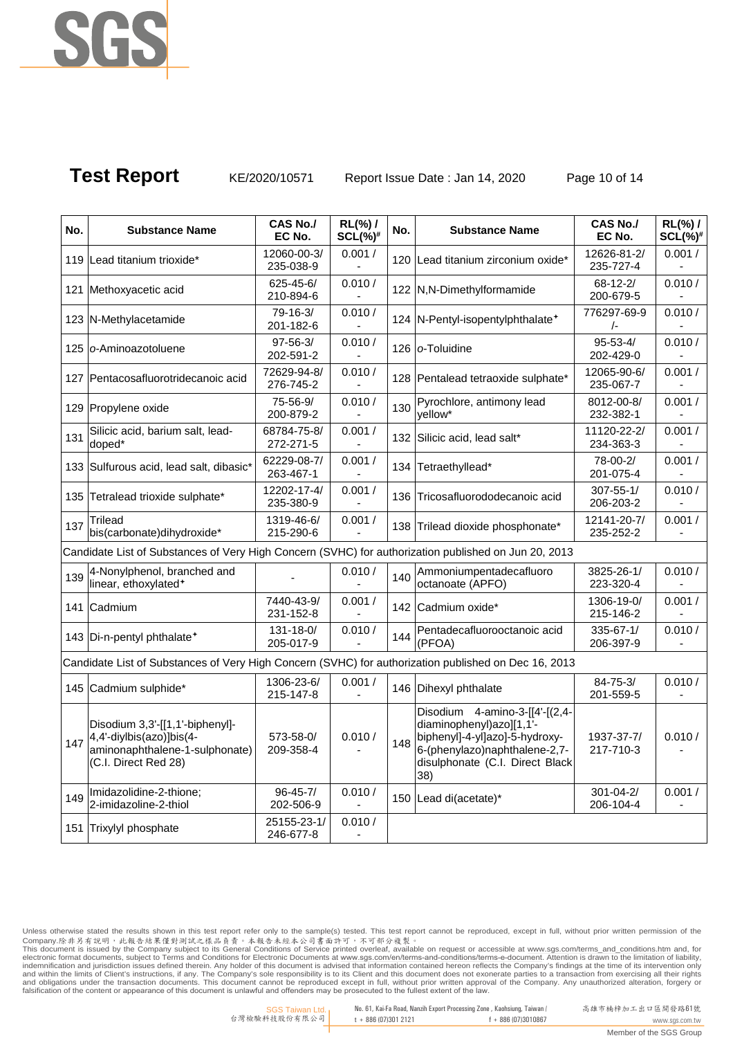# Test Report

KE/2020/10571 Report Issue Date : Jan 14, 2020

| No. | Substance Name | CAS No./ EC No. | RL(%) / SCL(%)# | No. | Substance Name | CAS No./ EC No. | RL(%) / SCL(%)# |
|---|---|---|---|---|---|---|---|
| 119 | Lead titanium trioxide* | 12060-00-3/ 235-038-9 | 0.001 / - | 120 | Lead titanium zirconium oxide* | 12626-81-2/ 235-727-4 | 0.001 / - |
| 121 | Methoxyacetic acid | 625-45-6/ 210-894-6 | 0.010 / - | 122 | N,N-Dimethylformamide | 68-12-2/ 200-679-5 | 0.010 / - |
| 123 | N-Methylacetamide | 79-16-3/ 201-182-6 | 0.010 / - | 124 | N-Pentyl-isopentylphthalate⁺ | 776297-69-9 /- | 0.010 / - |
| 125 | *o*-Aminoazotoluene | 97-56-3/ 202-591-2 | 0.010 / - | 126 | *o*-Toluidine | 95-53-4/ 202-429-0 | 0.010 / - |
| 127 | Pentacosafluorotridecanoic acid | 72629-94-8/ 276-745-2 | 0.010 / - | 128 | Pentalead tetraoxide sulphate* | 12065-90-6/ 235-067-7 | 0.001 / - |
| 129 | Propylene oxide | 75-56-9/ 200-879-2 | 0.010 / - | 130 | Pyrochlore, antimony lead yellow* | 8012-00-8/ 232-382-1 | 0.001 / - |
| 131 | Silicic acid, barium salt, lead-doped* | 68784-75-8/ 272-271-5 | 0.001 / - | 132 | Silicic acid, lead salt* | 11120-22-2/ 234-363-3 | 0.001 / - |
| 133 | Sulfurous acid, lead salt, dibasic* | 62229-08-7/ 263-467-1 | 0.001 / - | 134 | Tetraethyllead* | 78-00-2/ 201-075-4 | 0.001 / - |
| 135 | Tetralead trioxide sulphate* | 12202-17-4/ 235-380-9 | 0.001 / - | 136 | Tricosafluorododecanoic acid | 307-55-1/ 206-203-2 | 0.010 / - |
| 137 | Trilead bis(carbonate)dihydroxide* | 1319-46-6/ 215-290-6 | 0.001 / - | 138 | Trilead dioxide phosphonate* | 12141-20-7/ 235-252-2 | 0.001 / - |
| Candidate List of Substances of Very High Concern (SVHC) for authorization published on Jun 20, 2013 | | | | | | | |
| 139 | 4-Nonylphenol, branched and linear, ethoxylated⁺ | - | 0.010 / - | 140 | Ammoniumpentadecafluoro octanoate (APFO) | 3825-26-1/ 223-320-4 | 0.010 / - |
| 141 | Cadmium | 7440-43-9/ 231-152-8 | 0.001 / - | 142 | Cadmium oxide* | 1306-19-0/ 215-146-2 | 0.001 / - |
| 143 | Di-n-pentyl phthalate⁺ | 131-18-0/ 205-017-9 | 0.010 / - | 144 | Pentadecafluorooctanoic acid (PFOA) | 335-67-1/ 206-397-9 | 0.010 / - |
| Candidate List of Substances of Very High Concern (SVHC) for authorization published on Dec 16, 2013 | | | | | | | |
| 145 | Cadmium sulphide* | 1306-23-6/ 215-147-8 | 0.001 / - | 146 | Dihexyl phthalate | 84-75-3/ 201-559-5 | 0.010 / - |
| 147 | Disodium 3,3'-[[1,1'-biphenyl]-4,4'-diylbis(azo)]bis(4-aminonaphthalene-1-sulphonate) (C.I. Direct Red 28) | 573-58-0/ 209-358-4 | 0.010 / - | 148 | Disodium 4-amino-3-[[4'-[(2,4-diaminophenyl)azo][1,1'-biphenyl]-4-yl]azo]-5-hydroxy-6-(phenylazo)naphthalene-2,7-disulphonate (C.I. Direct Black 38) | 1937-37-7/ 217-710-3 | 0.010 / - |
| 149 | Imidazolidine-2-thione; 2-imidazoline-2-thiol | 96-45-7/ 202-506-9 | 0.010 / - | 150 | Lead di(acetate)* | 301-04-2/ 206-104-4 | 0.001 / - |
| 151 | Trixylyl phosphate | 25155-23-1/ 246-677-8 | 0.010 / - | | | | |

Unless otherwise stated the results shown in this test report refer only to the sample(s) tested. This test report cannot be reproduced, except in full, without prior written permission of the Company.除非另有說明，此報告結果僅對測試之樣品負責。本報告未經本公司書面許可，不可部分複製。
This document is issued by the Company subject to its General Conditions of Service printed overleaf, available on request or accessible at www.sgs.com/terms_and_conditions.htm and, for electronic format documents, subject to Terms and Conditions for Electronic Documents at www.sgs.com/en/terms-and-conditions/terms-e-document. Attention is drawn to the limitation of liability, indemnification and jurisdiction issues defined therein. Any holder of this document is advised that information contained hereon reflects the Company's findings at the time of its intervention only and within the limits of Client's instructions, if any. The Company's sole responsibility is to its Client and this document does not exonerate parties to a transaction from exercising all their rights and obligations under the transaction documents. This document cannot be reproduced except in full, without prior written approval of the Company. Any unauthorized alteration, forgery or falsification of the content or appearance of this document is unlawful and offenders may be prosecuted to the fullest extent of the law.

SGS Taiwan Ltd. 台灣檢驗科技股份有限公司 | No. 61, Kai-Fa Road, Nanzih Export Processing Zone, Kaohsiung, Taiwan / 高雄市楠梓加工出口區開發路61號 | t + 886 (07)301 2121 f + 886 (07)3010867 www.sgs.com.tw

Member of the SGS Group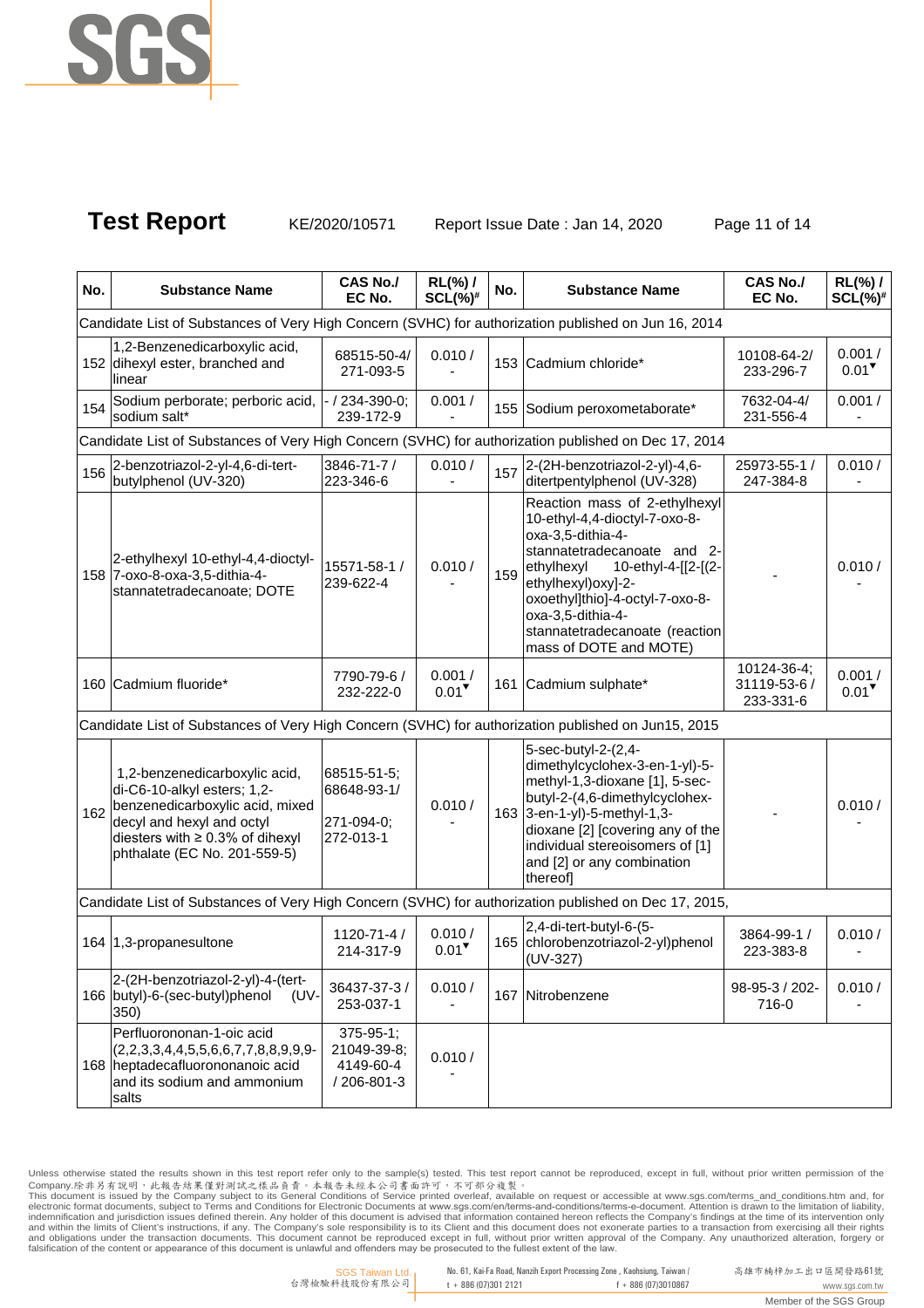# Test Report

KE/2020/10571 Report Issue Date : Jan 14, 2020

| No. | Substance Name | CAS No./ EC No. | RL(%) / SCL(%)# | No. | Substance Name | CAS No./ EC No. | RL(%) / SCL(%)# |
|---|---|---|---|---|---|---|---|
| Candidate List of Substances of Very High Concern (SVHC) for authorization published on Jun 16, 2014 | | | | | | | |
| 152 | 1,2-Benzenedicarboxylic acid, dihexyl ester, branched and linear | 68515-50-4/ 271-093-5 | 0.010 / - | 153 | Cadmium chloride* | 10108-64-2/ 233-296-7 | 0.001 / 0.01▼ |
| 154 | Sodium perborate; perboric acid, sodium salt* | - / 234-390-0; 239-172-9 | 0.001 / - | 155 | Sodium peroxometaborate* | 7632-04-4/ 231-556-4 | 0.001 / - |
| Candidate List of Substances of Very High Concern (SVHC) for authorization published on Dec 17, 2014 | | | | | | | |
| 156 | 2-benzotriazol-2-yl-4,6-di-tert-butylphenol (UV-320) | 3846-71-7 / 223-346-6 | 0.010 / - | 157 | 2-(2H-benzotriazol-2-yl)-4,6-ditertpentylphenol (UV-328) | 25973-55-1 / 247-384-8 | 0.010 / - |
| 158 | 2-ethylhexyl 10-ethyl-4,4-dioctyl-7-oxo-8-oxa-3,5-dithia-4-stannatetradecanoate; DOTE | 15571-58-1 / 239-622-4 | 0.010 / - | 159 | Reaction mass of 2-ethylhexyl 10-ethyl-4,4-dioctyl-7-oxo-8-oxa-3,5-dithia-4-stannatetradecanoate and 2-ethylhexyl 10-ethyl-4-[[2-[(2-ethylhexyl)oxy]-2-oxoethyl]thio]-4-octyl-7-oxo-8-oxa-3,5-dithia-4-stannatetradecanoate (reaction mass of DOTE and MOTE) | - | 0.010 / - |
| 160 | Cadmium fluoride* | 7790-79-6 / 232-222-0 | 0.001 / 0.01▼ | 161 | Cadmium sulphate* | 10124-36-4; 31119-53-6 / 233-331-6 | 0.001 / 0.01▼ |
| Candidate List of Substances of Very High Concern (SVHC) for authorization published on Jun15, 2015 | | | | | | | |
| 162 | 1,2-benzenedicarboxylic acid, di-C6-10-alkyl esters; 1,2-benzenedicarboxylic acid, mixed decyl and hexyl and octyl diesters with ≥ 0.3% of dihexyl phthalate (EC No. 201-559-5) | 68515-51-5; 68648-93-1/ 271-094-0; 272-013-1 | 0.010 / - | 163 | 5-sec-butyl-2-(2,4-dimethylcyclohex-3-en-1-yl)-5-methyl-1,3-dioxane [1], 5-sec-butyl-2-(4,6-dimethylcyclohex-3-en-1-yl)-5-methyl-1,3-dioxane [2] [covering any of the individual stereoisomers of [1] and [2] or any combination thereof] | - | 0.010 / - |
| Candidate List of Substances of Very High Concern (SVHC) for authorization published on Dec 17, 2015, | | | | | | | |
| 164 | 1,3-propanesultone | 1120-71-4 / 214-317-9 | 0.010 / 0.01▼ | 165 | 2,4-di-tert-butyl-6-(5-chlorobenzotriazol-2-yl)phenol (UV-327) | 3864-99-1 / 223-383-8 | 0.010 / - |
| 166 | 2-(2H-benzotriazol-2-yl)-4-(tert-butyl)-6-(sec-butyl)phenol (UV-350) | 36437-37-3 / 253-037-1 | 0.010 / - | 167 | Nitrobenzene | 98-95-3 / 202-716-0 | 0.010 / - |
| 168 | Perfluorononan-1-oic acid (2,2,3,3,4,4,5,5,6,6,7,7,8,8,9,9,9-heptadecafluorononanoic acid and its sodium and ammonium salts | 375-95-1; 21049-39-8; 4149-60-4 / 206-801-3 | 0.010 / - | | | | |

Unless otherwise stated the results shown in this test report refer only to the sample(s) tested. This test report cannot be reproduced, except in full, without prior written permission of the Company.除非另有說明，此報告結果僅對測試之樣品負責。本報告未經本公司書面許可，不可部分複製。
This document is issued by the Company subject to its General Conditions of Service printed overleaf, available on request or accessible at www.sgs.com/terms_and_conditions.htm and, for electronic format documents, subject to Terms and Conditions for Electronic Documents at www.sgs.com/en/terms-and-conditions/terms-e-document. Attention is drawn to the limitation of liability, indemnification and jurisdiction issues defined therein. Any holder of this document is advised that information contained hereon reflects the Company's findings at the time of its intervention only and within the limits of Client's instructions, if any. The Company's sole responsibility is to its Client and this document does not exonerate parties to a transaction from exercising all their rights and obligations under the transaction documents. This document cannot be reproduced except in full, without prior written approval of the Company. Any unauthorized alteration, forgery or falsification of the content or appearance of this document is unlawful and offenders may be prosecuted to the fullest extent of the law.

SGS Taiwan Ltd. 台灣檢驗科技股份有限公司 | No. 61, Kai-Fa Road, Nanzih Export Processing Zone, Kaohsiung, Taiwan / 高雄市楠梓加工出口區開發路61號 | t + 886 (07)301 2121 | f + 886 (07)3010867 | www.sgs.com.tw

Member of the SGS Group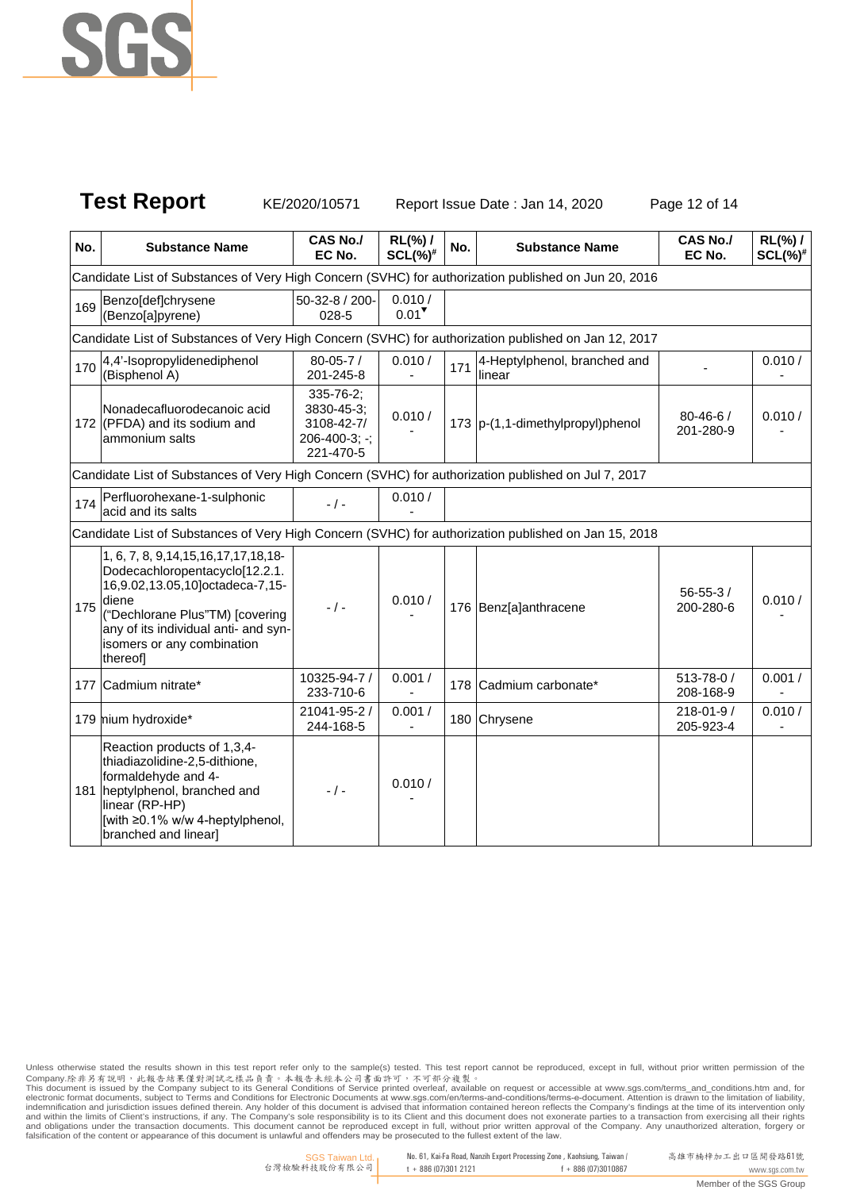# Test Report

KE/2020/10571 Report Issue Date : Jan 14, 2020

| No. | Substance Name | CAS No./ EC No. | RL(%) / SCL(%)# | No. | Substance Name | CAS No./ EC No. | RL(%) / SCL(%)# |
|---|---|---|---|---|---|---|---|
| Candidate List of Substances of Very High Concern (SVHC) for authorization published on Jun 20, 2016 | | | | | | | |
| 169 | Benzo[def]chrysene (Benzo[a]pyrene) | 50-32-8 / 200-028-5 | 0.010 / 0.01▼ | | | | |
| Candidate List of Substances of Very High Concern (SVHC) for authorization published on Jan 12, 2017 | | | | | | | |
| 170 | 4,4'-Isopropylidenediphenol (Bisphenol A) | 80-05-7 / 201-245-8 | 0.010 / - | 171 | 4-Heptylphenol, branched and linear | - | 0.010 / - |
| 172 | Nonadecafluorodecanoic acid (PFDA) and its sodium and ammonium salts | 335-76-2; 3830-45-3; 3108-42-7/ 206-400-3; -; 221-470-5 | 0.010 / - | 173 | p-(1,1-dimethylpropyl)phenol | 80-46-6 / 201-280-9 | 0.010 / - |
| Candidate List of Substances of Very High Concern (SVHC) for authorization published on Jul 7, 2017 | | | | | | | |
| 174 | Perfluorohexane-1-sulphonic acid and its salts | - / - | 0.010 / - | | | | |
| Candidate List of Substances of Very High Concern (SVHC) for authorization published on Jan 15, 2018 | | | | | | | |
| 175 | 1, 6, 7, 8, 9,14,15,16,17,17,18,18-Dodecachloropentacyclo[12.2.1.16,9.02,13.05,10]octadeca-7,15-diene ("Dechlorane Plus"TM) [covering any of its individual anti- and syn-isomers or any combination thereof] | - / - | 0.010 / - | 176 | Benz[a]anthracene | 56-55-3 / 200-280-6 | 0.010 / - |
| 177 | Cadmium nitrate* | 10325-94-7 / 233-710-6 | 0.001 / - | 178 | Cadmium carbonate* | 513-78-0 / 208-168-9 | 0.001 / - |
| 179 | nium hydroxide* | 21041-95-2 / 244-168-5 | 0.001 / - | 180 | Chrysene | 218-01-9 / 205-923-4 | 0.010 / - |
| 181 | Reaction products of 1,3,4-thiadiazolidine-2,5-dithione, formaldehyde and 4-heptylphenol, branched and linear (RP-HP) [with ≥0.1% w/w 4-heptylphenol, branched and linear] | - / - | 0.010 / - | | | | |

Unless otherwise stated the results shown in this test report refer only to the sample(s) tested. This test report cannot be reproduced, except in full, without prior written permission of the Company.除非另有說明，此報告結果僅對測試之樣品負責。本報告未經本公司書面許可，不可部分複製。
This document is issued by the Company subject to its General Conditions of Service printed overleaf, available on request or accessible at www.sgs.com/terms_and_conditions.htm and, for electronic format documents, subject to Terms and Conditions for Electronic Documents at www.sgs.com/en/terms-and-conditions/terms-e-document. Attention is drawn to the limitation of liability, indemnification and jurisdiction issues defined therein. Any holder of this document is advised that information contained hereon reflects the Company's findings at the time of its intervention only and within the limits of Client's instructions, if any. The Company's sole responsibility is to its Client and this document does not exonerate parties to a transaction from exercising all their rights and obligations under the transaction documents. This document cannot be reproduced except in full, without prior written approval of the Company. Any unauthorized alteration, forgery or falsification of the content or appearance of this document is unlawful and offenders may be prosecuted to the fullest extent of the law.

SGS Taiwan Ltd. 台灣檢驗科技股份有限公司 | No. 61, Kai-Fa Road, Nanzih Export Processing Zone, Kaohsiung, Taiwan / 高雄市楠梓加工出口區開發路61號 | t + 886 (07)301 2121 | f + 886 (07)3010867 | www.sgs.com.tw

Member of the SGS Group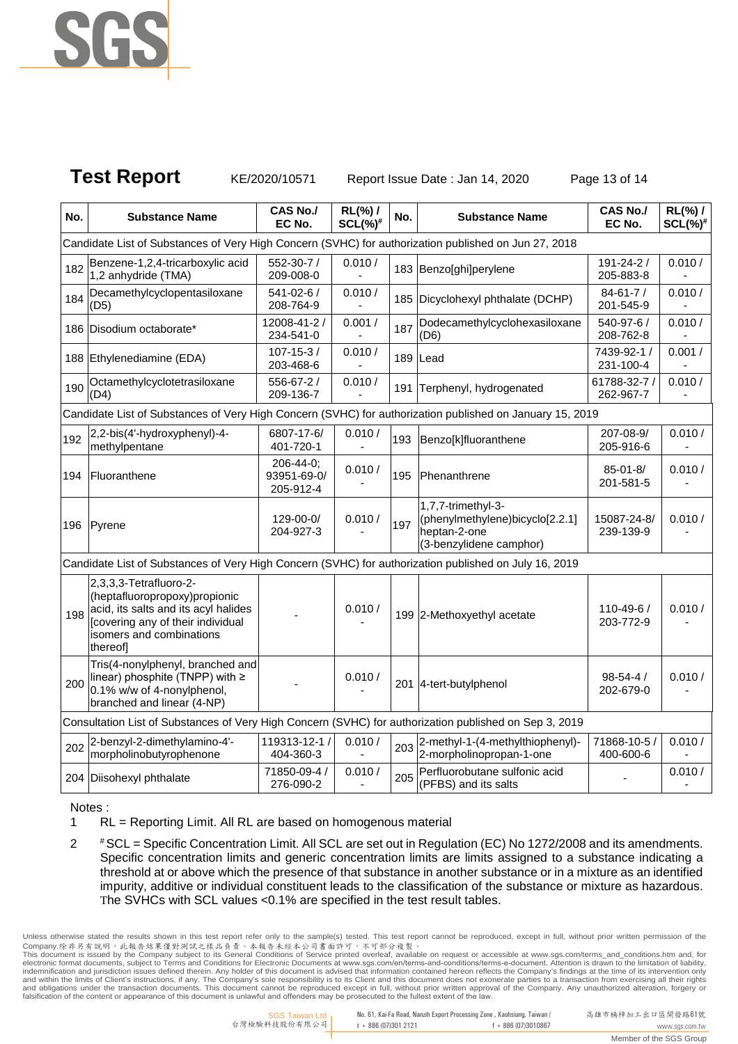# Test Report

KE/2020/10571 Report Issue Date : Jan 14, 2020

| No. | Substance Name | CAS No./ EC No. | RL(%) / SCL(%)# | No. | Substance Name | CAS No./ EC No. | RL(%) / SCL(%)# |
|---|---|---|---|---|---|---|---|
| Candidate List of Substances of Very High Concern (SVHC) for authorization published on Jun 27, 2018 | | | | | | | |
| 182 | Benzene-1,2,4-tricarboxylic acid 1,2 anhydride (TMA) | 552-30-7 / 209-008-0 | 0.010 / - | 183 | Benzo[ghi]perylene | 191-24-2 / 205-883-8 | 0.010 / - |
| 184 | Decamethylcyclopentasiloxane (D5) | 541-02-6 / 208-764-9 | 0.010 / - | 185 | Dicyclohexyl phthalate (DCHP) | 84-61-7 / 201-545-9 | 0.010 / - |
| 186 | Disodium octaborate* | 12008-41-2 / 234-541-0 | 0.001 / - | 187 | Dodecamethylcyclohexasiloxane (D6) | 540-97-6 / 208-762-8 | 0.010 / - |
| 188 | Ethylenediamine (EDA) | 107-15-3 / 203-468-6 | 0.010 / - | 189 | Lead | 7439-92-1 / 231-100-4 | 0.001 / - |
| 190 | Octamethylcyclotetrasiloxane (D4) | 556-67-2 / 209-136-7 | 0.010 / - | 191 | Terphenyl, hydrogenated | 61788-32-7 / 262-967-7 | 0.010 / - |
| Candidate List of Substances of Very High Concern (SVHC) for authorization published on January 15, 2019 | | | | | | | |
| 192 | 2,2-bis(4'-hydroxyphenyl)-4-methylpentane | 6807-17-6/ 401-720-1 | 0.010 / - | 193 | Benzo[k]fluoranthene | 207-08-9/ 205-916-6 | 0.010 / - |
| 194 | Fluoranthene | 206-44-0; 93951-69-0/ 205-912-4 | 0.010 / - | 195 | Phenanthrene | 85-01-8/ 201-581-5 | 0.010 / - |
| 196 | Pyrene | 129-00-0/ 204-927-3 | 0.010 / - | 197 | 1,7,7-trimethyl-3-(phenylmethylene)bicyclo[2.2.1]heptan-2-one (3-benzylidene camphor) | 15087-24-8/ 239-139-9 | 0.010 / - |
| Candidate List of Substances of Very High Concern (SVHC) for authorization published on July 16, 2019 | | | | | | | |
| 198 | 2,3,3,3-Tetrafluoro-2-(heptafluoropropoxy)propionic acid, its salts and its acyl halides [covering any of their individual isomers and combinations thereof] | - | 0.010 / - | 199 | 2-Methoxyethyl acetate | 110-49-6 / 203-772-9 | 0.010 / - |
| 200 | Tris(4-nonylphenyl, branched and linear) phosphite (TNPP) with ≥ 0.1% w/w of 4-nonylphenol, branched and linear (4-NP) | - | 0.010 / - | 201 | 4-tert-butylphenol | 98-54-4 / 202-679-0 | 0.010 / - |
| Consultation List of Substances of Very High Concern (SVHC) for authorization published on Sep 3, 2019 | | | | | | | |
| 202 | 2-benzyl-2-dimethylamino-4'-morpholinobutyrophenone | 119313-12-1 / 404-360-3 | 0.010 / - | 203 | 2-methyl-1-(4-methylthiophenyl)-2-morpholinopropan-1-one | 71868-10-5 / 400-600-6 | 0.010 / - |
| 204 | Diisohexyl phthalate | 71850-09-4 / 276-090-2 | 0.010 / - | 205 | Perfluorobutane sulfonic acid (PFBS) and its salts | - | 0.010 / - |

Notes :

1 RL = Reporting Limit. All RL are based on homogenous material

2 # SCL = Specific Concentration Limit. All SCL are set out in Regulation (EC) No 1272/2008 and its amendments. Specific concentration limits and generic concentration limits are limits assigned to a substance indicating a threshold at or above which the presence of that substance in another substance or in a mixture as an identified impurity, additive or individual constituent leads to the classification of the substance or mixture as hazardous. The SVHCs with SCL values <0.1% are specified in the test result tables.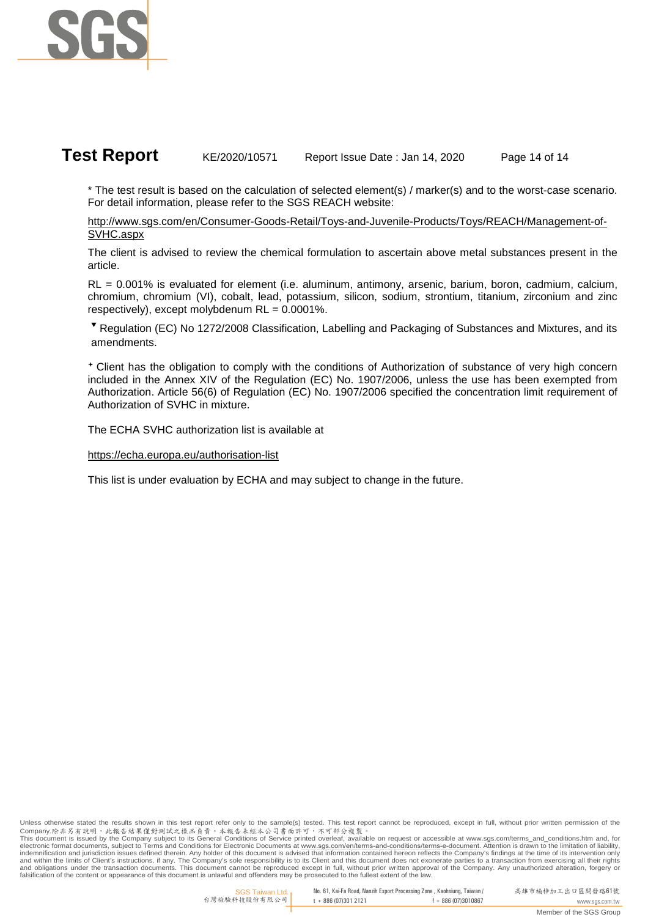\* The test result is based on the calculation of selected element(s) / marker(s) and to the worst-case scenario. For detail information, please refer to the SGS REACH website:

http://www.sgs.com/en/Consumer-Goods-Retail/Toys-and-Juvenile-Products/Toys/REACH/Management-of-SVHC.aspx

The client is advised to review the chemical formulation to ascertain above metal substances present in the article.

RL = 0.001% is evaluated for element (i.e. aluminum, antimony, arsenic, barium, boron, cadmium, calcium, chromium, chromium (VI), cobalt, lead, potassium, silicon, sodium, strontium, titanium, zirconium and zinc respectively), except molybdenum RL = 0.0001%.

▼ Regulation (EC) No 1272/2008 Classification, Labelling and Packaging of Substances and Mixtures, and its amendments.

⁺ Client has the obligation to comply with the conditions of Authorization of substance of very high concern included in the Annex XIV of the Regulation (EC) No. 1907/2006, unless the use has been exempted from Authorization. Article 56(6) of Regulation (EC) No. 1907/2006 specified the concentration limit requirement of Authorization of SVHC in mixture.

The ECHA SVHC authorization list is available at

https://echa.europa.eu/authorisation-list

This list is under evaluation by ECHA and may subject to change in the future.